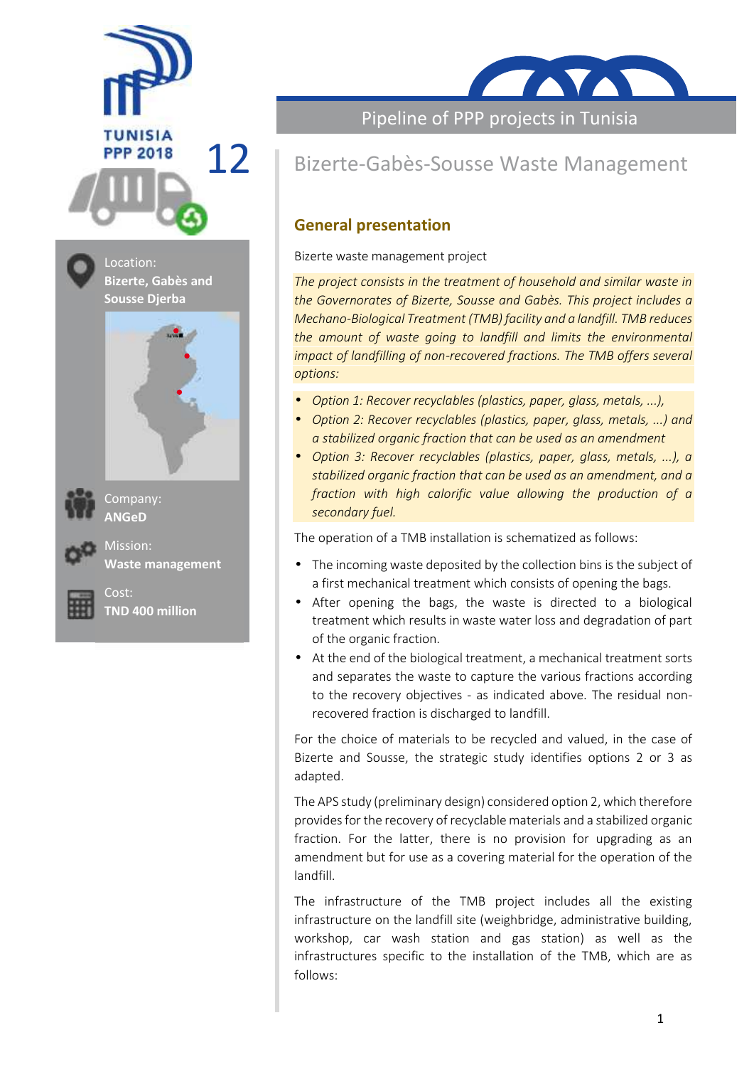TUNISIA PPP 2018

12

Location:
**Bizerte, Gabès and Sousse Djerba**

Company:
**ANGeD**

Mission:
**Waste management**

Cost:
**TND 400 million**

Pipeline of PPP projects in Tunisia

# Bizerte-Gabès-Sousse Waste Management

## General presentation

Bizerte waste management project

*The project consists in the treatment of household and similar waste in the Governorates of Bizerte, Sousse and Gabès. This project includes a Mechano-Biological Treatment (TMB) facility and a landfill. TMB reduces the amount of waste going to landfill and limits the environmental impact of landfilling of non-recovered fractions. The TMB offers several options:*

- *Option 1: Recover recyclables (plastics, paper, glass, metals, ...),*
- *Option 2: Recover recyclables (plastics, paper, glass, metals, ...) and a stabilized organic fraction that can be used as an amendment*
- *Option 3: Recover recyclables (plastics, paper, glass, metals, ...), a stabilized organic fraction that can be used as an amendment, and a fraction with high calorific value allowing the production of a secondary fuel.*

The operation of a TMB installation is schematized as follows:

- The incoming waste deposited by the collection bins is the subject of a first mechanical treatment which consists of opening the bags.
- After opening the bags, the waste is directed to a biological treatment which results in waste water loss and degradation of part of the organic fraction.
- At the end of the biological treatment, a mechanical treatment sorts and separates the waste to capture the various fractions according to the recovery objectives - as indicated above. The residual non-recovered fraction is discharged to landfill.

For the choice of materials to be recycled and valued, in the case of Bizerte and Sousse, the strategic study identifies options 2 or 3 as adapted.

The APS study (preliminary design) considered option 2, which therefore provides for the recovery of recyclable materials and a stabilized organic fraction. For the latter, there is no provision for upgrading as an amendment but for use as a covering material for the operation of the landfill.

The infrastructure of the TMB project includes all the existing infrastructure on the landfill site (weighbridge, administrative building, workshop, car wash station and gas station) as well as the infrastructures specific to the installation of the TMB, which are as follows: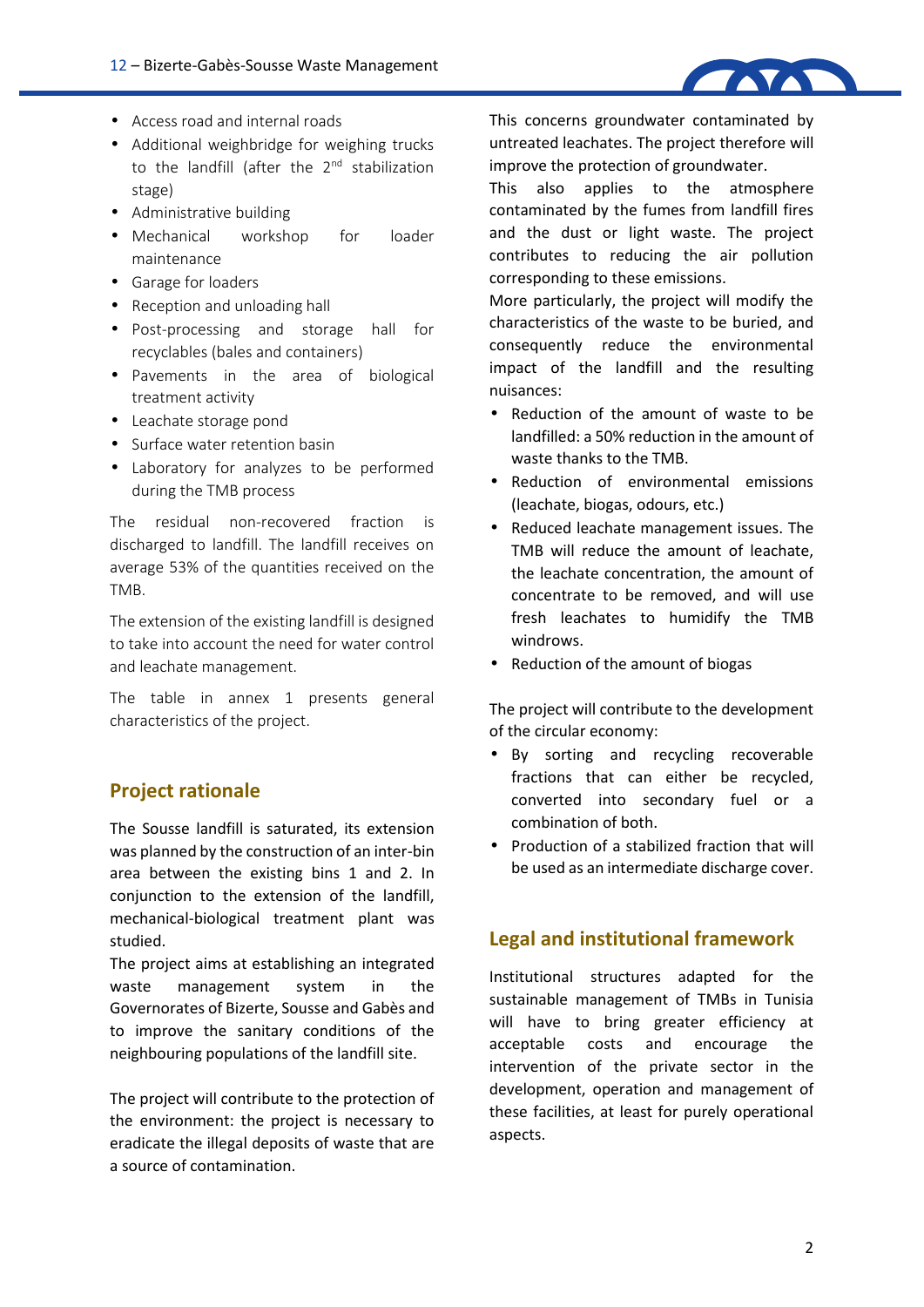- Access road and internal roads
- Additional weighbridge for weighing trucks to the landfill (after the 2nd stabilization stage)
- Administrative building
- Mechanical workshop for loader maintenance
- Garage for loaders
- Reception and unloading hall
- Post-processing and storage hall for recyclables (bales and containers)
- Pavements in the area of biological treatment activity
- Leachate storage pond
- Surface water retention basin
- Laboratory for analyzes to be performed during the TMB process

The residual non-recovered fraction is discharged to landfill. The landfill receives on average 53% of the quantities received on the TMB.

The extension of the existing landfill is designed to take into account the need for water control and leachate management.

The table in annex 1 presents general characteristics of the project.

## Project rationale

The Sousse landfill is saturated, its extension was planned by the construction of an inter-bin area between the existing bins 1 and 2. In conjunction to the extension of the landfill, mechanical-biological treatment plant was studied.

The project aims at establishing an integrated waste management system in the Governorates of Bizerte, Sousse and Gabès and to improve the sanitary conditions of the neighbouring populations of the landfill site.

The project will contribute to the protection of the environment: the project is necessary to eradicate the illegal deposits of waste that are a source of contamination.

This concerns groundwater contaminated by untreated leachates. The project therefore will improve the protection of groundwater.

This also applies to the atmosphere contaminated by the fumes from landfill fires and the dust or light waste. The project contributes to reducing the air pollution corresponding to these emissions.

More particularly, the project will modify the characteristics of the waste to be buried, and consequently reduce the environmental impact of the landfill and the resulting nuisances:

- Reduction of the amount of waste to be landfilled: a 50% reduction in the amount of waste thanks to the TMB.
- Reduction of environmental emissions (leachate, biogas, odours, etc.)
- Reduced leachate management issues. The TMB will reduce the amount of leachate, the leachate concentration, the amount of concentrate to be removed, and will use fresh leachates to humidify the TMB windrows.
- Reduction of the amount of biogas

The project will contribute to the development of the circular economy:

- By sorting and recycling recoverable fractions that can either be recycled, converted into secondary fuel or a combination of both.
- Production of a stabilized fraction that will be used as an intermediate discharge cover.

## Legal and institutional framework

Institutional structures adapted for the sustainable management of TMBs in Tunisia will have to bring greater efficiency at acceptable costs and encourage the intervention of the private sector in the development, operation and management of these facilities, at least for purely operational aspects.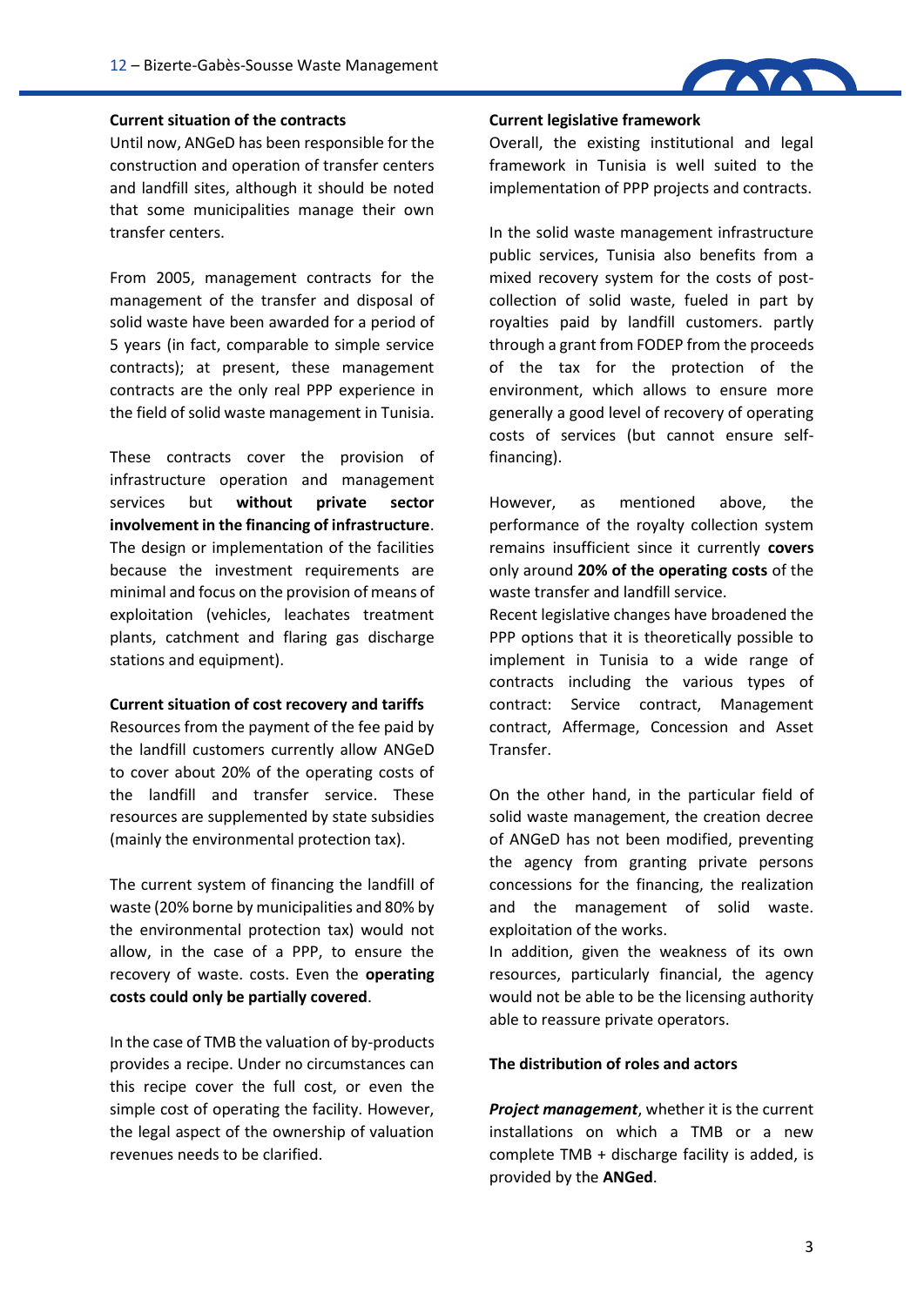**Current situation of the contracts**

Until now, ANGeD has been responsible for the construction and operation of transfer centers and landfill sites, although it should be noted that some municipalities manage their own transfer centers.

From 2005, management contracts for the management of the transfer and disposal of solid waste have been awarded for a period of 5 years (in fact, comparable to simple service contracts); at present, these management contracts are the only real PPP experience in the field of solid waste management in Tunisia.

These contracts cover the provision of infrastructure operation and management services but **without private sector involvement in the financing of infrastructure**. The design or implementation of the facilities because the investment requirements are minimal and focus on the provision of means of exploitation (vehicles, leachates treatment plants, catchment and flaring gas discharge stations and equipment).

**Current situation of cost recovery and tariffs**

Resources from the payment of the fee paid by the landfill customers currently allow ANGeD to cover about 20% of the operating costs of the landfill and transfer service. These resources are supplemented by state subsidies (mainly the environmental protection tax).

The current system of financing the landfill of waste (20% borne by municipalities and 80% by the environmental protection tax) would not allow, in the case of a PPP, to ensure the recovery of waste. costs. Even the **operating costs could only be partially covered**.

In the case of TMB the valuation of by-products provides a recipe. Under no circumstances can this recipe cover the full cost, or even the simple cost of operating the facility. However, the legal aspect of the ownership of valuation revenues needs to be clarified.

**Current legislative framework**

Overall, the existing institutional and legal framework in Tunisia is well suited to the implementation of PPP projects and contracts.

In the solid waste management infrastructure public services, Tunisia also benefits from a mixed recovery system for the costs of post-collection of solid waste, fueled in part by royalties paid by landfill customers. partly through a grant from FODEP from the proceeds of the tax for the protection of the environment, which allows to ensure more generally a good level of recovery of operating costs of services (but cannot ensure self-financing).

However, as mentioned above, the performance of the royalty collection system remains insufficient since it currently **covers** only around **20% of the operating costs** of the waste transfer and landfill service.

Recent legislative changes have broadened the PPP options that it is theoretically possible to implement in Tunisia to a wide range of contracts including the various types of contract: Service contract, Management contract, Affermage, Concession and Asset Transfer.

On the other hand, in the particular field of solid waste management, the creation decree of ANGeD has not been modified, preventing the agency from granting private persons concessions for the financing, the realization and the management of solid waste. exploitation of the works.

In addition, given the weakness of its own resources, particularly financial, the agency would not be able to be the licensing authority able to reassure private operators.

**The distribution of roles and actors**

***Project management***, whether it is the current installations on which a TMB or a new complete TMB + discharge facility is added, is provided by the **ANGed**.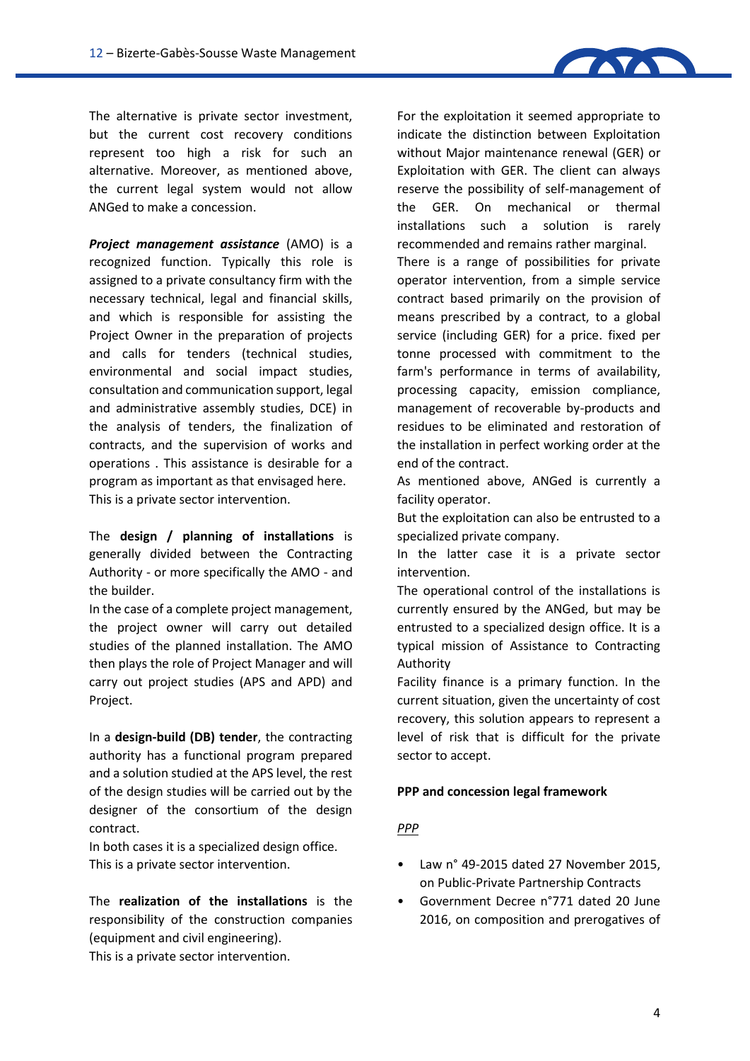The alternative is private sector investment, but the current cost recovery conditions represent too high a risk for such an alternative. Moreover, as mentioned above, the current legal system would not allow ANGed to make a concession.

***Project management assistance*** (AMO) is a recognized function. Typically this role is assigned to a private consultancy firm with the necessary technical, legal and financial skills, and which is responsible for assisting the Project Owner in the preparation of projects and calls for tenders (technical studies, environmental and social impact studies, consultation and communication support, legal and administrative assembly studies, DCE) in the analysis of tenders, the finalization of contracts, and the supervision of works and operations . This assistance is desirable for a program as important as that envisaged here. This is a private sector intervention.

The **design / planning of installations** is generally divided between the Contracting Authority - or more specifically the AMO - and the builder.

In the case of a complete project management, the project owner will carry out detailed studies of the planned installation. The AMO then plays the role of Project Manager and will carry out project studies (APS and APD) and Project.

In a **design-build (DB) tender**, the contracting authority has a functional program prepared and a solution studied at the APS level, the rest of the design studies will be carried out by the designer of the consortium of the design contract.

In both cases it is a specialized design office. This is a private sector intervention.

The **realization of the installations** is the responsibility of the construction companies (equipment and civil engineering).

This is a private sector intervention.

For the exploitation it seemed appropriate to indicate the distinction between Exploitation without Major maintenance renewal (GER) or Exploitation with GER. The client can always reserve the possibility of self-management of the GER. On mechanical or thermal installations such a solution is rarely recommended and remains rather marginal.

There is a range of possibilities for private operator intervention, from a simple service contract based primarily on the provision of means prescribed by a contract, to a global service (including GER) for a price. fixed per tonne processed with commitment to the farm's performance in terms of availability, processing capacity, emission compliance, management of recoverable by-products and residues to be eliminated and restoration of the installation in perfect working order at the end of the contract.

As mentioned above, ANGed is currently a facility operator.

But the exploitation can also be entrusted to a specialized private company.

In the latter case it is a private sector intervention.

The operational control of the installations is currently ensured by the ANGed, but may be entrusted to a specialized design office. It is a typical mission of Assistance to Contracting Authority

Facility finance is a primary function. In the current situation, given the uncertainty of cost recovery, this solution appears to represent a level of risk that is difficult for the private sector to accept.

**PPP and concession legal framework**

*PPP*

- Law n° 49-2015 dated 27 November 2015, on Public-Private Partnership Contracts
- Government Decree n°771 dated 20 June 2016, on composition and prerogatives of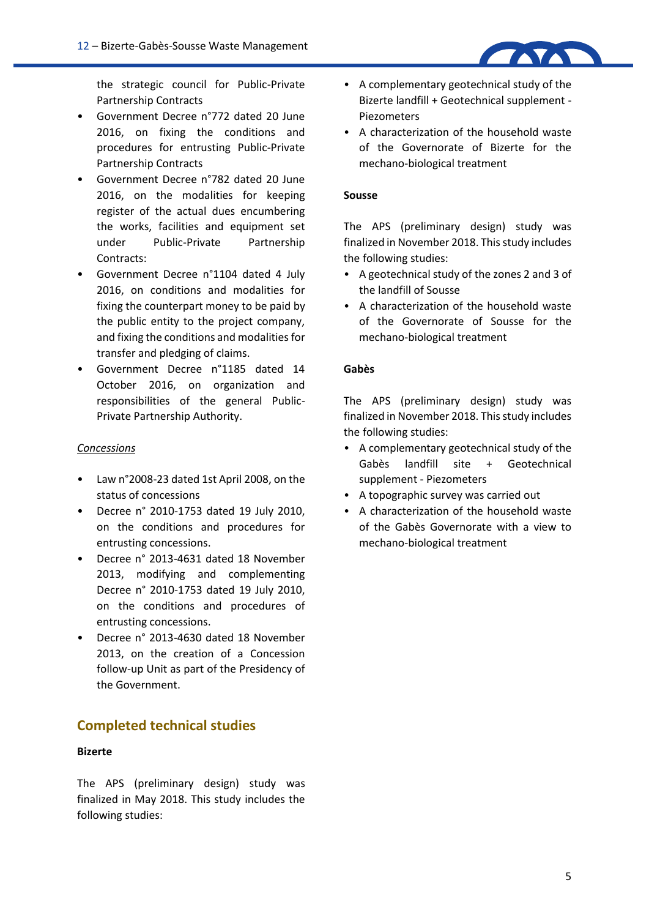the strategic council for Public-Private Partnership Contracts

- Government Decree n°772 dated 20 June 2016, on fixing the conditions and procedures for entrusting Public-Private Partnership Contracts
- Government Decree n°782 dated 20 June 2016, on the modalities for keeping register of the actual dues encumbering the works, facilities and equipment set under Public-Private Partnership Contracts:
- Government Decree n°1104 dated 4 July 2016, on conditions and modalities for fixing the counterpart money to be paid by the public entity to the project company, and fixing the conditions and modalities for transfer and pledging of claims.
- Government Decree n°1185 dated 14 October 2016, on organization and responsibilities of the general Public-Private Partnership Authority.

*Concessions*

- Law n°2008-23 dated 1st April 2008, on the status of concessions
- Decree n° 2010-1753 dated 19 July 2010, on the conditions and procedures for entrusting concessions.
- Decree n° 2013-4631 dated 18 November 2013, modifying and complementing Decree n° 2010-1753 dated 19 July 2010, on the conditions and procedures of entrusting concessions.
- Decree n° 2013-4630 dated 18 November 2013, on the creation of a Concession follow-up Unit as part of the Presidency of the Government.

## Completed technical studies

**Bizerte**

The APS (preliminary design) study was finalized in May 2018. This study includes the following studies:

- A complementary geotechnical study of the Bizerte landfill + Geotechnical supplement - Piezometers
- A characterization of the household waste of the Governorate of Bizerte for the mechano-biological treatment

**Sousse**

The APS (preliminary design) study was finalized in November 2018. This study includes the following studies:

- A geotechnical study of the zones 2 and 3 of the landfill of Sousse
- A characterization of the household waste of the Governorate of Sousse for the mechano-biological treatment

**Gabès**

The APS (preliminary design) study was finalized in November 2018. This study includes the following studies:

- A complementary geotechnical study of the Gabès landfill site + Geotechnical supplement - Piezometers
- A topographic survey was carried out
- A characterization of the household waste of the Gabès Governorate with a view to mechano-biological treatment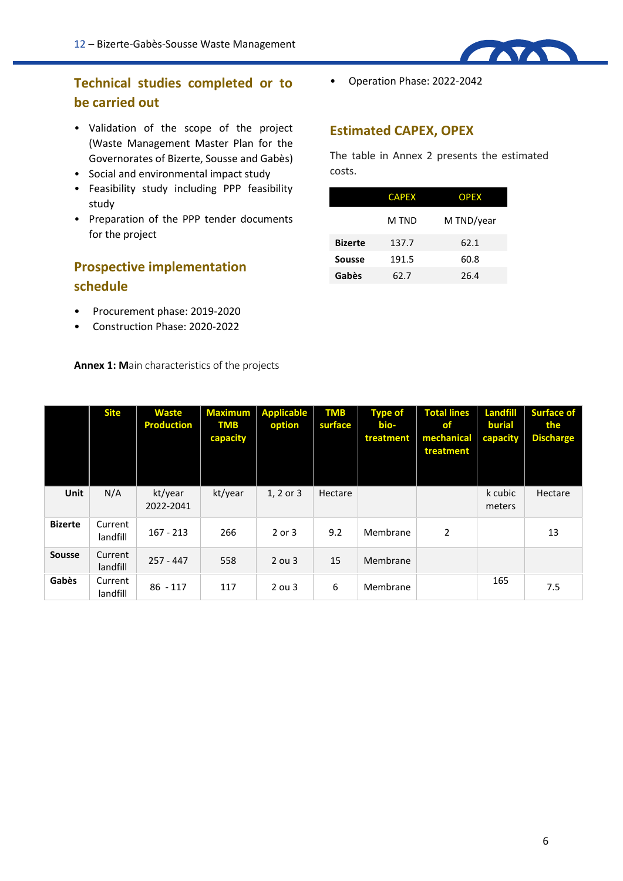## Technical studies completed or to be carried out

- Validation of the scope of the project (Waste Management Master Plan for the Governorates of Bizerte, Sousse and Gabès)
- Social and environmental impact study
- Feasibility study including PPP feasibility study
- Preparation of the PPP tender documents for the project

## Prospective implementation schedule

- Procurement phase: 2019-2020
- Construction Phase: 2020-2022
- Operation Phase: 2022-2042

## Estimated CAPEX, OPEX

The table in Annex 2 presents the estimated costs.

| | CAPEX | OPEX |
|---|---|---|
| | M TND | M TND/year |
| **Bizerte** | 137.7 | 62.1 |
| **Sousse** | 191.5 | 60.8 |
| **Gabès** | 62.7 | 26.4 |

**Annex 1: M**ain characteristics of the projects

| | Site | Waste Production | Maximum TMB capacity | Applicable option | TMB surface | Type of bio-treatment | Total lines of mechanical treatment | Landfill burial capacity | Surface of the Discharge |
|---|---|---|---|---|---|---|---|---|---|
| **Unit** | N/A | kt/year 2022-2041 | kt/year | 1, 2 or 3 | Hectare | | | k cubic meters | Hectare |
| **Bizerte** | Current landfill | 167 - 213 | 266 | 2 or 3 | 9.2 | Membrane | 2 | | 13 |
| **Sousse** | Current landfill | 257 - 447 | 558 | 2 ou 3 | 15 | Membrane | | | |
| **Gabès** | Current landfill | 86 - 117 | 117 | 2 ou 3 | 6 | Membrane | | 165 | 7.5 |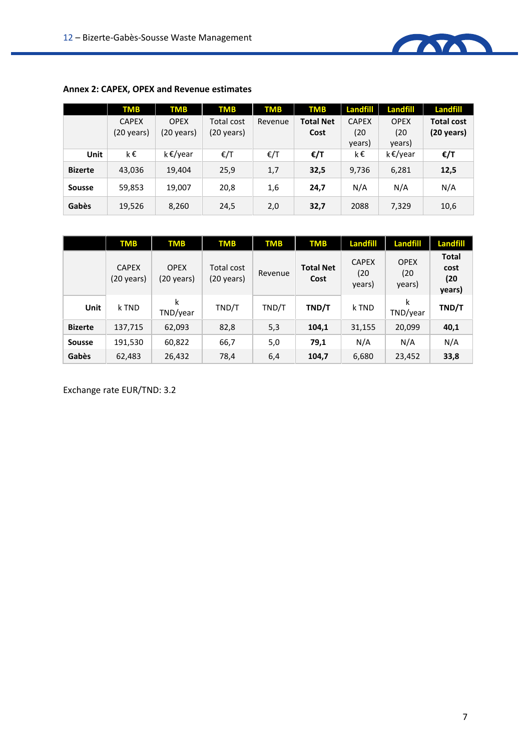**Annex 2: CAPEX, OPEX and Revenue estimates**

| | TMB | TMB | TMB | TMB | TMB | Landfill | Landfill | Landfill |
|---|---|---|---|---|---|---|---|---|
| | CAPEX (20 years) | OPEX (20 years) | Total cost (20 years) | Revenue | **Total Net Cost** | CAPEX (20 years) | OPEX (20 years) | **Total cost (20 years)** |
| **Unit** | k € | k €/year | €/T | €/T | **€/T** | k € | k €/year | **€/T** |
| **Bizerte** | 43,036 | 19,404 | 25,9 | 1,7 | **32,5** | 9,736 | 6,281 | **12,5** |
| **Sousse** | 59,853 | 19,007 | 20,8 | 1,6 | **24,7** | N/A | N/A | N/A |
| **Gabès** | 19,526 | 8,260 | 24,5 | 2,0 | **32,7** | 2088 | 7,329 | 10,6 |

| | TMB | TMB | TMB | TMB | TMB | Landfill | Landfill | Landfill |
|---|---|---|---|---|---|---|---|---|
| | CAPEX (20 years) | OPEX (20 years) | Total cost (20 years) | Revenue | **Total Net Cost** | CAPEX (20 years) | OPEX (20 years) | **Total cost (20 years)** |
| **Unit** | k TND | k TND/year | TND/T | TND/T | **TND/T** | k TND | k TND/year | **TND/T** |
| **Bizerte** | 137,715 | 62,093 | 82,8 | 5,3 | **104,1** | 31,155 | 20,099 | **40,1** |
| **Sousse** | 191,530 | 60,822 | 66,7 | 5,0 | **79,1** | N/A | N/A | N/A |
| **Gabès** | 62,483 | 26,432 | 78,4 | 6,4 | **104,7** | 6,680 | 23,452 | **33,8** |

Exchange rate EUR/TND: 3.2